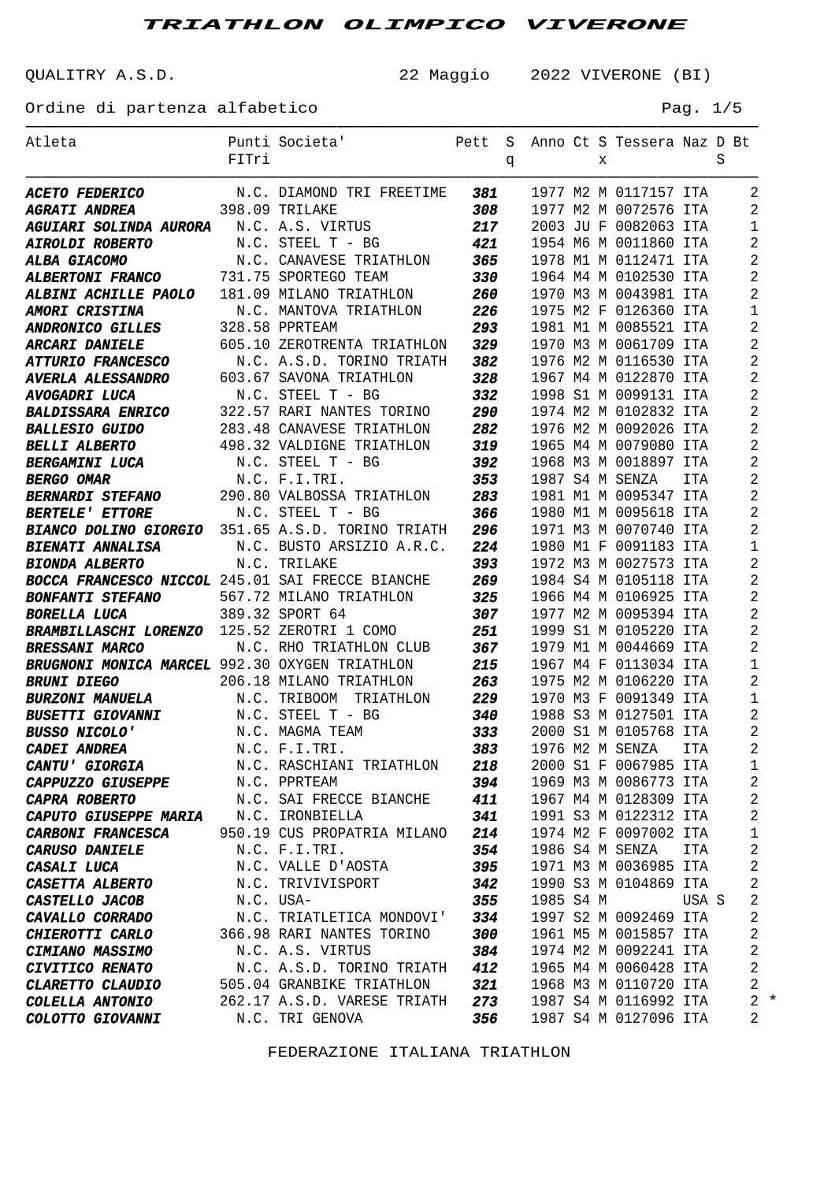# TRIATHLON OLIMPICO VIVERONE

QUALITRY A.S.D. 22 Maggio 2022 VIVERONE (BI)

Ordine di partenza alfabetico

| Atleta | Punti FITri | Societa' | Pett | Sq | Anno | Ct | Sx | Tessera | Naz | DS | Bt | |
|---|---|---|---|---|---|---|---|---|---|---|---|---|
| **ACETO FEDERICO** | N.C. | DIAMOND TRI FREETIME | **381** | | 1977 | M2 | M | 0117157 | ITA | | 2 | |
| **AGRATI ANDREA** | 398.09 | TRILAKE | **308** | | 1977 | M2 | M | 0072576 | ITA | | 2 | |
| **AGUIARI SOLINDA AURORA** | N.C. | A.S. VIRTUS | **217** | | 2003 | JU | F | 0082063 | ITA | | 1 | |
| **AIROLDI ROBERTO** | N.C. | STEEL T - BG | **421** | | 1954 | M6 | M | 0011860 | ITA | | 2 | |
| **ALBA GIACOMO** | N.C. | CANAVESE TRIATHLON | **365** | | 1978 | M1 | M | 0112471 | ITA | | 2 | |
| **ALBERTONI FRANCO** | 731.75 | SPORTEGO TEAM | **330** | | 1964 | M4 | M | 0102530 | ITA | | 2 | |
| **ALBINI ACHILLE PAOLO** | 181.09 | MILANO TRIATHLON | **260** | | 1970 | M3 | M | 0043981 | ITA | | 2 | |
| **AMORI CRISTINA** | N.C. | MANTOVA TRIATHLON | **226** | | 1975 | M2 | F | 0126360 | ITA | | 1 | |
| **ANDRONICO GILLES** | 328.58 | PPRTEAM | **293** | | 1981 | M1 | M | 0085521 | ITA | | 2 | |
| **ARCARI DANIELE** | 605.10 | ZEROTRENTA TRIATHLON | **329** | | 1970 | M3 | M | 0061709 | ITA | | 2 | |
| **ATTURIO FRANCESCO** | N.C. | A.S.D. TORINO TRIATH | **382** | | 1976 | M2 | M | 0116530 | ITA | | 2 | |
| **AVERLA ALESSANDRO** | 603.67 | SAVONA TRIATHLON | **328** | | 1967 | M4 | M | 0122870 | ITA | | 2 | |
| **AVOGADRI LUCA** | N.C. | STEEL T - BG | **332** | | 1998 | S1 | M | 0099131 | ITA | | 2 | |
| **BALDISSARA ENRICO** | 322.57 | RARI NANTES TORINO | **290** | | 1974 | M2 | M | 0102832 | ITA | | 2 | |
| **BALLESIO GUIDO** | 283.48 | CANAVESE TRIATHLON | **282** | | 1976 | M2 | M | 0092026 | ITA | | 2 | |
| **BELLI ALBERTO** | 498.32 | VALDIGNE TRIATHLON | **319** | | 1965 | M4 | M | 0079080 | ITA | | 2 | |
| **BERGAMINI LUCA** | N.C. | STEEL T - BG | **392** | | 1968 | M3 | M | 0018897 | ITA | | 2 | |
| **BERGO OMAR** | N.C. | F.I.TRI. | **353** | | 1987 | S4 | M | SENZA | ITA | | 2 | |
| **BERNARDI STEFANO** | 290.80 | VALBOSSA TRIATHLON | **283** | | 1981 | M1 | M | 0095347 | ITA | | 2 | |
| **BERTELE' ETTORE** | N.C. | STEEL T - BG | **366** | | 1980 | M1 | M | 0095618 | ITA | | 2 | |
| **BIANCO DOLINO GIORGIO** | 351.65 | A.S.D. TORINO TRIATH | **296** | | 1971 | M3 | M | 0070740 | ITA | | 2 | |
| **BIENATI ANNALISA** | N.C. | BUSTO ARSIZIO A.R.C. | **224** | | 1980 | M1 | F | 0091183 | ITA | | 1 | |
| **BIONDA ALBERTO** | N.C. | TRILAKE | **393** | | 1972 | M3 | M | 0027573 | ITA | | 2 | |
| **BOCCA FRANCESCO NICCOL** | 245.01 | SAI FRECCE BIANCHE | **269** | | 1984 | S4 | M | 0105118 | ITA | | 2 | |
| **BONFANTI STEFANO** | 567.72 | MILANO TRIATHLON | **325** | | 1966 | M4 | M | 0106925 | ITA | | 2 | |
| **BORELLA LUCA** | 389.32 | SPORT 64 | **307** | | 1977 | M2 | M | 0095394 | ITA | | 2 | |
| **BRAMBILLASCHI LORENZO** | 125.52 | ZEROTRI 1 COMO | **251** | | 1999 | S1 | M | 0105220 | ITA | | 2 | |
| **BRESSANI MARCO** | N.C. | RHO TRIATHLON CLUB | **367** | | 1979 | M1 | M | 0044669 | ITA | | 2 | |
| **BRUGNONI MONICA MARCEL** | 992.30 | OXYGEN TRIATHLON | **215** | | 1967 | M4 | F | 0113034 | ITA | | 1 | |
| **BRUNI DIEGO** | 206.18 | MILANO TRIATHLON | **263** | | 1975 | M2 | M | 0106220 | ITA | | 2 | |
| **BURZONI MANUELA** | N.C. | TRIBOOM TRIATHLON | **229** | | 1970 | M3 | F | 0091349 | ITA | | 1 | |
| **BUSETTI GIOVANNI** | N.C. | STEEL T - BG | **340** | | 1988 | S3 | M | 0127501 | ITA | | 2 | |
| **BUSSO NICOLO'** | N.C. | MAGMA TEAM | **333** | | 2000 | S1 | M | 0105768 | ITA | | 2 | |
| **CADEI ANDREA** | N.C. | F.I.TRI. | **383** | | 1976 | M2 | M | SENZA | ITA | | 2 | |
| **CANTU' GIORGIA** | N.C. | RASCHIANI TRIATHLON | **218** | | 2000 | S1 | F | 0067985 | ITA | | 1 | |
| **CAPPUZZO GIUSEPPE** | N.C. | PPRTEAM | **394** | | 1969 | M3 | M | 0086773 | ITA | | 2 | |
| **CAPRA ROBERTO** | N.C. | SAI FRECCE BIANCHE | **411** | | 1967 | M4 | M | 0128309 | ITA | | 2 | |
| **CAPUTO GIUSEPPE MARIA** | N.C. | IRONBIELLA | **341** | | 1991 | S3 | M | 0122312 | ITA | | 2 | |
| **CARBONI FRANCESCA** | 950.19 | CUS PROPATRIA MILANO | **214** | | 1974 | M2 | F | 0097002 | ITA | | 1 | |
| **CARUSO DANIELE** | N.C. | F.I.TRI. | **354** | | 1986 | S4 | M | SENZA | ITA | | 2 | |
| **CASALI LUCA** | N.C. | VALLE D'AOSTA | **395** | | 1971 | M3 | M | 0036985 | ITA | | 2 | |
| **CASETTA ALBERTO** | N.C. | TRIVIVISPORT | **342** | | 1990 | S3 | M | 0104869 | ITA | | 2 | |
| **CASTELLO JACOB** | N.C. | USA- | **355** | | 1985 | S4 | M | | USA | S | 2 | |
| **CAVALLO CORRADO** | N.C. | TRIATLETICA MONDOVI' | **334** | | 1997 | S2 | M | 0092469 | ITA | | 2 | |
| **CHIEROTTI CARLO** | 366.98 | RARI NANTES TORINO | **300** | | 1961 | M5 | M | 0015857 | ITA | | 2 | |
| **CIMIANO MASSIMO** | N.C. | A.S. VIRTUS | **384** | | 1974 | M2 | M | 0092241 | ITA | | 2 | |
| **CIVITICO RENATO** | N.C. | A.S.D. TORINO TRIATH | **412** | | 1965 | M4 | M | 0060428 | ITA | | 2 | |
| **CLARETTO CLAUDIO** | 505.04 | GRANBIKE TRIATHLON | **321** | | 1968 | M3 | M | 0110720 | ITA | | 2 | |
| **COLELLA ANTONIO** | 262.17 | A.S.D. VARESE TRIATH | **273** | | 1987 | S4 | M | 0116992 | ITA | | 2 | * |
| **COLOTTO GIOVANNI** | N.C. | TRI GENOVA | **356** | | 1987 | S4 | M | 0127096 | ITA | | 2 | |

FEDERAZIONE ITALIANA TRIATHLON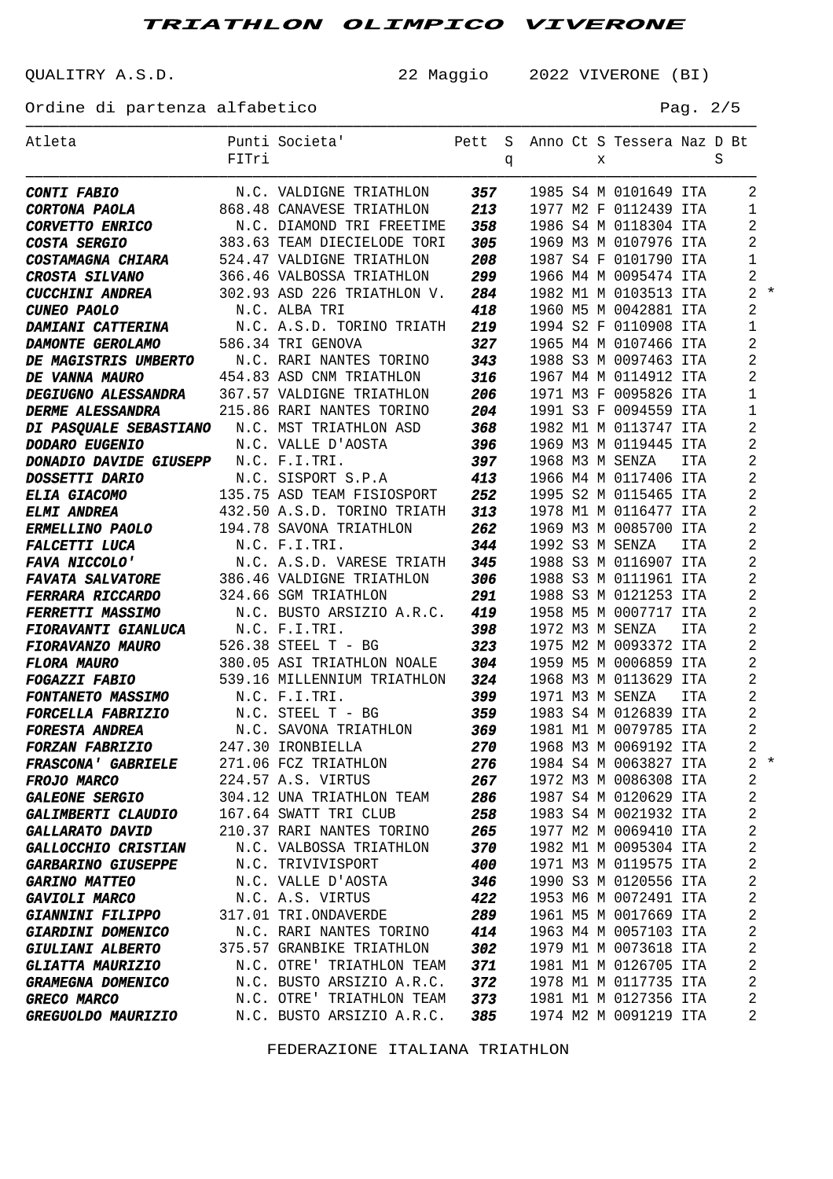# TRIATHLON OLIMPICO VIVERONE

QUALITRY A.S.D. 22 Maggio 2022 VIVERONE (BI)

Ordine di partenza alfabetico

| Atleta | Punti FITri | Societa' | Pett | Sq | Anno | Ct | Sx | Tessera | Naz | DS | Bt |
|---|---|---|---|---|---|---|---|---|---|---|---|
| **CONTI FABIO** | N.C. | VALDIGNE TRIATHLON | **357** | | 1985 | S4 | M | 0101649 | ITA | | 2 |
| **CORTONA PAOLA** | 868.48 | CANAVESE TRIATHLON | **213** | | 1977 | M2 | F | 0112439 | ITA | | 1 |
| **CORVETTO ENRICO** | N.C. | DIAMOND TRI FREETIME | **358** | | 1986 | S4 | M | 0118304 | ITA | | 2 |
| **COSTA SERGIO** | 383.63 | TEAM DIECIELODE TORI | **305** | | 1969 | M3 | M | 0107976 | ITA | | 2 |
| **COSTAMAGNA CHIARA** | 524.47 | VALDIGNE TRIATHLON | **208** | | 1987 | S4 | F | 0101790 | ITA | | 1 |
| **CROSTA SILVANO** | 366.46 | VALBOSSA TRIATHLON | **299** | | 1966 | M4 | M | 0095474 | ITA | | 2 |
| **CUCCHINI ANDREA** | 302.93 | ASD 226 TRIATHLON V. | **284** | | 1982 | M1 | M | 0103513 | ITA | | 2 * |
| **CUNEO PAOLO** | N.C. | ALBA TRI | **418** | | 1960 | M5 | M | 0042881 | ITA | | 2 |
| **DAMIANI CATTERINA** | N.C. | A.S.D. TORINO TRIATH | **219** | | 1994 | S2 | F | 0110908 | ITA | | 1 |
| **DAMONTE GEROLAMO** | 586.34 | TRI GENOVA | **327** | | 1965 | M4 | M | 0107466 | ITA | | 2 |
| **DE MAGISTRIS UMBERTO** | N.C. | RARI NANTES TORINO | **343** | | 1988 | S3 | M | 0097463 | ITA | | 2 |
| **DE VANNA MAURO** | 454.83 | ASD CNM TRIATHLON | **316** | | 1967 | M4 | M | 0114912 | ITA | | 2 |
| **DEGIUGNO ALESSANDRA** | 367.57 | VALDIGNE TRIATHLON | **206** | | 1971 | M3 | F | 0095826 | ITA | | 1 |
| **DERME ALESSANDRA** | 215.86 | RARI NANTES TORINO | **204** | | 1991 | S3 | F | 0094559 | ITA | | 1 |
| **DI PASQUALE SEBASTIANO** | N.C. | MST TRIATHLON ASD | **368** | | 1982 | M1 | M | 0113747 | ITA | | 2 |
| **DODARO EUGENIO** | N.C. | VALLE D'AOSTA | **396** | | 1969 | M3 | M | 0119445 | ITA | | 2 |
| **DONADIO DAVIDE GIUSEPP** | N.C. | F.I.TRI. | **397** | | 1968 | M3 | M | SENZA | ITA | | 2 |
| **DOSSETTI DARIO** | N.C. | SISPORT S.P.A | **413** | | 1966 | M4 | M | 0117406 | ITA | | 2 |
| **ELIA GIACOMO** | 135.75 | ASD TEAM FISIOSPORT | **252** | | 1995 | S2 | M | 0115465 | ITA | | 2 |
| **ELMI ANDREA** | 432.50 | A.S.D. TORINO TRIATH | **313** | | 1978 | M1 | M | 0116477 | ITA | | 2 |
| **ERMELLINO PAOLO** | 194.78 | SAVONA TRIATHLON | **262** | | 1969 | M3 | M | 0085700 | ITA | | 2 |
| **FALCETTI LUCA** | N.C. | F.I.TRI. | **344** | | 1992 | S3 | M | SENZA | ITA | | 2 |
| **FAVA NICCOLO'** | N.C. | A.S.D. VARESE TRIATH | **345** | | 1988 | S3 | M | 0116907 | ITA | | 2 |
| **FAVATA SALVATORE** | 386.46 | VALDIGNE TRIATHLON | **306** | | 1988 | S3 | M | 0111961 | ITA | | 2 |
| **FERRARA RICCARDO** | 324.66 | SGM TRIATHLON | **291** | | 1988 | S3 | M | 0121253 | ITA | | 2 |
| **FERRETTI MASSIMO** | N.C. | BUSTO ARSIZIO A.R.C. | **419** | | 1958 | M5 | M | 0007717 | ITA | | 2 |
| **FIORAVANTI GIANLUCA** | N.C. | F.I.TRI. | **398** | | 1972 | M3 | M | SENZA | ITA | | 2 |
| **FIORAVANZO MAURO** | 526.38 | STEEL T - BG | **323** | | 1975 | M2 | M | 0093372 | ITA | | 2 |
| **FLORA MAURO** | 380.05 | ASI TRIATHLON NOALE | **304** | | 1959 | M5 | M | 0006859 | ITA | | 2 |
| **FOGAZZI FABIO** | 539.16 | MILLENNIUM TRIATHLON | **324** | | 1968 | M3 | M | 0113629 | ITA | | 2 |
| **FONTANETO MASSIMO** | N.C. | F.I.TRI. | **399** | | 1971 | M3 | M | SENZA | ITA | | 2 |
| **FORCELLA FABRIZIO** | N.C. | STEEL T - BG | **359** | | 1983 | S4 | M | 0126839 | ITA | | 2 |
| **FORESTA ANDREA** | N.C. | SAVONA TRIATHLON | **369** | | 1981 | M1 | M | 0079785 | ITA | | 2 |
| **FORZAN FABRIZIO** | 247.30 | IRONBIELLA | **270** | | 1968 | M3 | M | 0069192 | ITA | | 2 |
| **FRASCONA' GABRIELE** | 271.06 | FCZ TRIATHLON | **276** | | 1984 | S4 | M | 0063827 | ITA | | 2 * |
| **FROJO MARCO** | 224.57 | A.S. VIRTUS | **267** | | 1972 | M3 | M | 0086308 | ITA | | 2 |
| **GALEONE SERGIO** | 304.12 | UNA TRIATHLON TEAM | **286** | | 1987 | S4 | M | 0120629 | ITA | | 2 |
| **GALIMBERTI CLAUDIO** | 167.64 | SWATT TRI CLUB | **258** | | 1983 | S4 | M | 0021932 | ITA | | 2 |
| **GALLARATO DAVID** | 210.37 | RARI NANTES TORINO | **265** | | 1977 | M2 | M | 0069410 | ITA | | 2 |
| **GALLOCCHIO CRISTIAN** | N.C. | VALBOSSA TRIATHLON | **370** | | 1982 | M1 | M | 0095304 | ITA | | 2 |
| **GARBARINO GIUSEPPE** | N.C. | TRIVIVISPORT | **400** | | 1971 | M3 | M | 0119575 | ITA | | 2 |
| **GARINO MATTEO** | N.C. | VALLE D'AOSTA | **346** | | 1990 | S3 | M | 0120556 | ITA | | 2 |
| **GAVIOLI MARCO** | N.C. | A.S. VIRTUS | **422** | | 1953 | M6 | M | 0072491 | ITA | | 2 |
| **GIANNINI FILIPPO** | 317.01 | TRI.ONDAVERDE | **289** | | 1961 | M5 | M | 0017669 | ITA | | 2 |
| **GIARDINI DOMENICO** | N.C. | RARI NANTES TORINO | **414** | | 1963 | M4 | M | 0057103 | ITA | | 2 |
| **GIULIANI ALBERTO** | 375.57 | GRANBIKE TRIATHLON | **302** | | 1979 | M1 | M | 0073618 | ITA | | 2 |
| **GLIATTA MAURIZIO** | N.C. | OTRE' TRIATHLON TEAM | **371** | | 1981 | M1 | M | 0126705 | ITA | | 2 |
| **GRAMEGNA DOMENICO** | N.C. | BUSTO ARSIZIO A.R.C. | **372** | | 1978 | M1 | M | 0117735 | ITA | | 2 |
| **GRECO MARCO** | N.C. | OTRE' TRIATHLON TEAM | **373** | | 1981 | M1 | M | 0127356 | ITA | | 2 |
| **GREGUOLDO MAURIZIO** | N.C. | BUSTO ARSIZIO A.R.C. | **385** | | 1974 | M2 | M | 0091219 | ITA | | 2 |

FEDERAZIONE ITALIANA TRIATHLON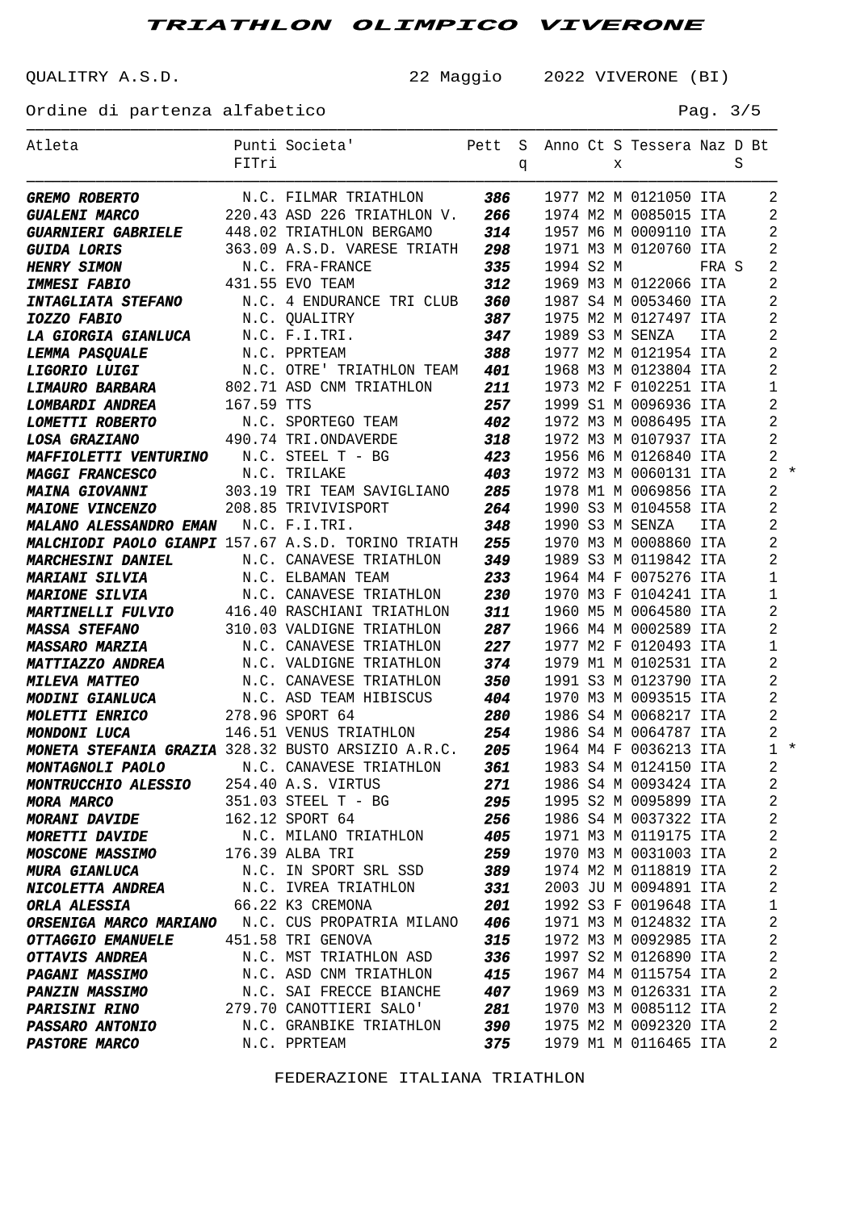# TRIATHLON OLIMPICO VIVERONE

QUALITRY A.S.D. 22 Maggio 2022 VIVERONE (BI)

Ordine di partenza alfabetico

| Atleta | Punti FITri | Societa' | Pett | Sq | Anno | Ct | Sx | Tessera | Naz | DS | Bt | |
|---|---|---|---|---|---|---|---|---|---|---|---|---|
| **GREMO ROBERTO** | N.C. | FILMAR TRIATHLON | **386** | | 1977 | M2 | M | 0121050 | ITA | | 2 | |
| **GUALENI MARCO** | 220.43 | ASD 226 TRIATHLON V. | **266** | | 1974 | M2 | M | 0085015 | ITA | | 2 | |
| **GUARNIERI GABRIELE** | 448.02 | TRIATHLON BERGAMO | **314** | | 1957 | M6 | M | 0009110 | ITA | | 2 | |
| **GUIDA LORIS** | 363.09 | A.S.D. VARESE TRIATH | **298** | | 1971 | M3 | M | 0120760 | ITA | | 2 | |
| **HENRY SIMON** | N.C. | FRA-FRANCE | **335** | | 1994 | S2 | M | | FRA | S | 2 | |
| **IMMESI FABIO** | 431.55 | EVO TEAM | **312** | | 1969 | M3 | M | 0122066 | ITA | | 2 | |
| **INTAGLIATA STEFANO** | N.C. | 4 ENDURANCE TRI CLUB | **360** | | 1987 | S4 | M | 0053460 | ITA | | 2 | |
| **IOZZO FABIO** | N.C. | QUALITRY | **387** | | 1975 | M2 | M | 0127497 | ITA | | 2 | |
| **LA GIORGIA GIANLUCA** | N.C. | F.I.TRI. | **347** | | 1989 | S3 | M | SENZA | ITA | | 2 | |
| **LEMMA PASQUALE** | N.C. | PPRTEAM | **388** | | 1977 | M2 | M | 0121954 | ITA | | 2 | |
| **LIGORIO LUIGI** | N.C. | OTRE' TRIATHLON TEAM | **401** | | 1968 | M3 | M | 0123804 | ITA | | 2 | |
| **LIMAURO BARBARA** | 802.71 | ASD CNM TRIATHLON | **211** | | 1973 | M2 | F | 0102251 | ITA | | 1 | |
| **LOMBARDI ANDREA** | 167.59 | TTS | **257** | | 1999 | S1 | M | 0096936 | ITA | | 2 | |
| **LOMETTI ROBERTO** | N.C. | SPORTEGO TEAM | **402** | | 1972 | M3 | M | 0086495 | ITA | | 2 | |
| **LOSA GRAZIANO** | 490.74 | TRI.ONDAVERDE | **318** | | 1972 | M3 | M | 0107937 | ITA | | 2 | |
| **MAFFIOLETTI VENTURINO** | N.C. | STEEL T - BG | **423** | | 1956 | M6 | M | 0126840 | ITA | | 2 | |
| **MAGGI FRANCESCO** | N.C. | TRILAKE | **403** | | 1972 | M3 | M | 0060131 | ITA | | 2 | * |
| **MAINA GIOVANNI** | 303.19 | TRI TEAM SAVIGLIANO | **285** | | 1978 | M1 | M | 0069856 | ITA | | 2 | |
| **MAIONE VINCENZO** | 208.85 | TRIVIVISPORT | **264** | | 1990 | S3 | M | 0104558 | ITA | | 2 | |
| **MALANO ALESSANDRO EMAN** | N.C. | F.I.TRI. | **348** | | 1990 | S3 | M | SENZA | ITA | | 2 | |
| **MALCHIODI PAOLO GIANPI** | 157.67 | A.S.D. TORINO TRIATH | **255** | | 1970 | M3 | M | 0008860 | ITA | | 2 | |
| **MARCHESINI DANIEL** | N.C. | CANAVESE TRIATHLON | **349** | | 1989 | S3 | M | 0119842 | ITA | | 2 | |
| **MARIANI SILVIA** | N.C. | ELBAMAN TEAM | **233** | | 1964 | M4 | F | 0075276 | ITA | | 1 | |
| **MARIONE SILVIA** | N.C. | CANAVESE TRIATHLON | **230** | | 1970 | M3 | F | 0104241 | ITA | | 1 | |
| **MARTINELLI FULVIO** | 416.40 | RASCHIANI TRIATHLON | **311** | | 1960 | M5 | M | 0064580 | ITA | | 2 | |
| **MASSA STEFANO** | 310.03 | VALDIGNE TRIATHLON | **287** | | 1966 | M4 | M | 0002589 | ITA | | 2 | |
| **MASSARO MARZIA** | N.C. | CANAVESE TRIATHLON | **227** | | 1977 | M2 | F | 0120493 | ITA | | 1 | |
| **MATTIAZZO ANDREA** | N.C. | VALDIGNE TRIATHLON | **374** | | 1979 | M1 | M | 0102531 | ITA | | 2 | |
| **MILEVA MATTEO** | N.C. | CANAVESE TRIATHLON | **350** | | 1991 | S3 | M | 0123790 | ITA | | 2 | |
| **MODINI GIANLUCA** | N.C. | ASD TEAM HIBISCUS | **404** | | 1970 | M3 | M | 0093515 | ITA | | 2 | |
| **MOLETTI ENRICO** | 278.96 | SPORT 64 | **280** | | 1986 | S4 | M | 0068217 | ITA | | 2 | |
| **MONDONI LUCA** | 146.51 | VENUS TRIATHLON | **254** | | 1986 | S4 | M | 0064787 | ITA | | 2 | |
| **MONETA STEFANIA GRAZIA** | 328.32 | BUSTO ARSIZIO A.R.C. | **205** | | 1964 | M4 | F | 0036213 | ITA | | 1 | * |
| **MONTAGNOLI PAOLO** | N.C. | CANAVESE TRIATHLON | **361** | | 1983 | S4 | M | 0124150 | ITA | | 2 | |
| **MONTRUCCHIO ALESSIO** | 254.40 | A.S. VIRTUS | **271** | | 1986 | S4 | M | 0093424 | ITA | | 2 | |
| **MORA MARCO** | 351.03 | STEEL T - BG | **295** | | 1995 | S2 | M | 0095899 | ITA | | 2 | |
| **MORANI DAVIDE** | 162.12 | SPORT 64 | **256** | | 1986 | S4 | M | 0037322 | ITA | | 2 | |
| **MORETTI DAVIDE** | N.C. | MILANO TRIATHLON | **405** | | 1971 | M3 | M | 0119175 | ITA | | 2 | |
| **MOSCONE MASSIMO** | 176.39 | ALBA TRI | **259** | | 1970 | M3 | M | 0031003 | ITA | | 2 | |
| **MURA GIANLUCA** | N.C. | IN SPORT SRL SSD | **389** | | 1974 | M2 | M | 0118819 | ITA | | 2 | |
| **NICOLETTA ANDREA** | N.C. | IVREA TRIATHLON | **331** | | 2003 | JU | M | 0094891 | ITA | | 2 | |
| **ORLA ALESSIA** | 66.22 | K3 CREMONA | **201** | | 1992 | S3 | F | 0019648 | ITA | | 1 | |
| **ORSENIGA MARCO MARIANO** | N.C. | CUS PROPATRIA MILANO | **406** | | 1971 | M3 | M | 0124832 | ITA | | 2 | |
| **OTTAGGIO EMANUELE** | 451.58 | TRI GENOVA | **315** | | 1972 | M3 | M | 0092985 | ITA | | 2 | |
| **OTTAVIS ANDREA** | N.C. | MST TRIATHLON ASD | **336** | | 1997 | S2 | M | 0126890 | ITA | | 2 | |
| **PAGANI MASSIMO** | N.C. | ASD CNM TRIATHLON | **415** | | 1967 | M4 | M | 0115754 | ITA | | 2 | |
| **PANZIN MASSIMO** | N.C. | SAI FRECCE BIANCHE | **407** | | 1969 | M3 | M | 0126331 | ITA | | 2 | |
| **PARISINI RINO** | 279.70 | CANOTTIERI SALO' | **281** | | 1970 | M3 | M | 0085112 | ITA | | 2 | |
| **PASSARO ANTONIO** | N.C. | GRANBIKE TRIATHLON | **390** | | 1975 | M2 | M | 0092320 | ITA | | 2 | |
| **PASTORE MARCO** | N.C. | PPRTEAM | **375** | | 1979 | M1 | M | 0116465 | ITA | | 2 | |

FEDERAZIONE ITALIANA TRIATHLON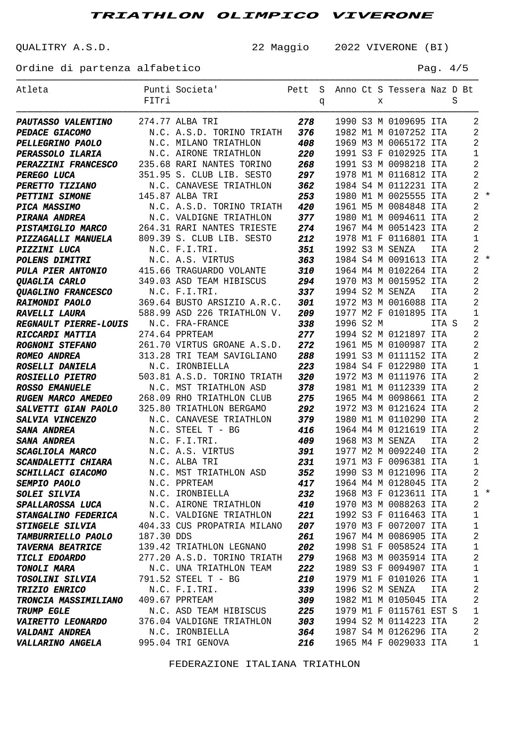# TRIATHLON OLIMPICO VIVERONE

QUALITRY A.S.D. 22 Maggio 2022 VIVERONE (BI)

Ordine di partenza alfabetico

| Atleta | Punti FITri | Societa' | Pett | Sq | Anno | Ct | Sx | Tessera | Naz | DS | Bt | |
|---|---|---|---|---|---|---|---|---|---|---|---|---|
| ***PAUTASSO VALENTINO*** | 274.77 | ALBA TRI | ***278*** | | 1990 | S3 | M | 0109695 | ITA | | 2 | |
| ***PEDACE GIACOMO*** | N.C. | A.S.D. TORINO TRIATH | ***376*** | | 1982 | M1 | M | 0107252 | ITA | | 2 | |
| ***PELLEGRINO PAOLO*** | N.C. | MILANO TRIATHLON | ***408*** | | 1969 | M3 | M | 0065172 | ITA | | 2 | |
| ***PERASSOLO ILARIA*** | N.C. | AIRONE TRIATHLON | ***220*** | | 1991 | S3 | F | 0102925 | ITA | | 1 | |
| ***PERAZZINI FRANCESCO*** | 235.68 | RARI NANTES TORINO | ***268*** | | 1991 | S3 | M | 0098218 | ITA | | 2 | |
| ***PEREGO LUCA*** | 351.95 | S. CLUB LIB. SESTO | ***297*** | | 1978 | M1 | M | 0116812 | ITA | | 2 | |
| ***PERETTO TIZIANO*** | N.C. | CANAVESE TRIATHLON | ***362*** | | 1984 | S4 | M | 0112231 | ITA | | 2 | |
| ***PETTINI SIMONE*** | 145.87 | ALBA TRI | ***253*** | | 1980 | M1 | M | 0025555 | ITA | | 2 | * |
| ***PICA MASSIMO*** | N.C. | A.S.D. TORINO TRIATH | ***420*** | | 1961 | M5 | M | 0084848 | ITA | | 2 | |
| ***PIRANA ANDREA*** | N.C. | VALDIGNE TRIATHLON | ***377*** | | 1980 | M1 | M | 0094611 | ITA | | 2 | |
| ***PISTAMIGLIO MARCO*** | 264.31 | RARI NANTES TRIESTE | ***274*** | | 1967 | M4 | M | 0051423 | ITA | | 2 | |
| ***PIZZAGALLI MANUELA*** | 809.39 | S. CLUB LIB. SESTO | ***212*** | | 1978 | M1 | F | 0116801 | ITA | | 1 | |
| ***PIZZINI LUCA*** | N.C. | F.I.TRI. | ***351*** | | 1992 | S3 | M | SENZA | ITA | | 2 | |
| ***POLENS DIMITRI*** | N.C. | A.S. VIRTUS | ***363*** | | 1984 | S4 | M | 0091613 | ITA | | 2 | * |
| ***PULA PIER ANTONIO*** | 415.66 | TRAGUARDO VOLANTE | ***310*** | | 1964 | M4 | M | 0102264 | ITA | | 2 | |
| ***QUAGLIA CARLO*** | 349.03 | ASD TEAM HIBISCUS | ***294*** | | 1970 | M3 | M | 0015952 | ITA | | 2 | |
| ***QUAGLINO FRANCESCO*** | N.C. | F.I.TRI. | ***337*** | | 1994 | S2 | M | SENZA | ITA | | 2 | |
| ***RAIMONDI PAOLO*** | 369.64 | BUSTO ARSIZIO A.R.C. | ***301*** | | 1972 | M3 | M | 0016088 | ITA | | 2 | |
| ***RAVELLI LAURA*** | 588.99 | ASD 226 TRIATHLON V. | ***209*** | | 1977 | M2 | F | 0101895 | ITA | | 1 | |
| ***REGNAULT PIERRE-LOUIS*** | N.C. | FRA-FRANCE | ***338*** | | 1996 | S2 | M | | ITA | S | 2 | |
| ***RICCARDI MATTIA*** | 274.64 | PPRTEAM | ***277*** | | 1994 | S2 | M | 0121897 | ITA | | 2 | |
| ***ROGNONI STEFANO*** | 261.70 | VIRTUS GROANE A.S.D. | ***272*** | | 1961 | M5 | M | 0100987 | ITA | | 2 | |
| ***ROMEO ANDREA*** | 313.28 | TRI TEAM SAVIGLIANO | ***288*** | | 1991 | S3 | M | 0111152 | ITA | | 2 | |
| ***ROSELLI DANIELA*** | N.C. | IRONBIELLA | ***223*** | | 1984 | S4 | F | 0122980 | ITA | | 1 | |
| ***ROSIELLO PIETRO*** | 503.81 | A.S.D. TORINO TRIATH | ***320*** | | 1972 | M3 | M | 0111976 | ITA | | 2 | |
| ***ROSSO EMANUELE*** | N.C. | MST TRIATHLON ASD | ***378*** | | 1981 | M1 | M | 0112339 | ITA | | 2 | |
| ***RUGEN MARCO AMEDEO*** | 268.09 | RHO TRIATHLON CLUB | ***275*** | | 1965 | M4 | M | 0098661 | ITA | | 2 | |
| ***SALVETTI GIAN PAOLO*** | 325.80 | TRIATHLON BERGAMO | ***292*** | | 1972 | M3 | M | 0121624 | ITA | | 2 | |
| ***SALVIA VINCENZO*** | N.C. | CANAVESE TRIATHLON | ***379*** | | 1980 | M1 | M | 0110290 | ITA | | 2 | |
| ***SANA ANDREA*** | N.C. | STEEL T - BG | ***416*** | | 1964 | M4 | M | 0121619 | ITA | | 2 | |
| ***SANA ANDREA*** | N.C. | F.I.TRI. | ***409*** | | 1968 | M3 | M | SENZA | ITA | | 2 | |
| ***SCAGLIOLA MARCO*** | N.C. | A.S. VIRTUS | ***391*** | | 1977 | M2 | M | 0092240 | ITA | | 2 | |
| ***SCANDALETTI CHIARA*** | N.C. | ALBA TRI | ***231*** | | 1971 | M3 | F | 0096381 | ITA | | 1 | |
| ***SCHILLACI GIACOMO*** | N.C. | MST TRIATHLON ASD | ***352*** | | 1990 | S3 | M | 0121096 | ITA | | 2 | |
| ***SEMPIO PAOLO*** | N.C. | PPRTEAM | ***417*** | | 1964 | M4 | M | 0128045 | ITA | | 2 | |
| ***SOLEI SILVIA*** | N.C. | IRONBIELLA | ***232*** | | 1968 | M3 | F | 0123611 | ITA | | 1 | * |
| ***SPALLAROSSA LUCA*** | N.C. | AIRONE TRIATHLON | ***410*** | | 1970 | M3 | M | 0088263 | ITA | | 2 | |
| ***STANGALINO FEDERICA*** | N.C. | VALDIGNE TRIATHLON | ***221*** | | 1992 | S3 | F | 0116463 | ITA | | 1 | |
| ***STINGELE SILVIA*** | 404.33 | CUS PROPATRIA MILANO | ***207*** | | 1970 | M3 | F | 0072007 | ITA | | 1 | |
| ***TAMBURRIELLO PAOLO*** | 187.30 | DDS | ***261*** | | 1967 | M4 | M | 0086905 | ITA | | 2 | |
| ***TAVERNA BEATRICE*** | 139.42 | TRIATHLON LEGNANO | ***202*** | | 1998 | S1 | F | 0058524 | ITA | | 1 | |
| ***TICLI EDOARDO*** | 277.20 | A.S.D. TORINO TRIATH | ***279*** | | 1968 | M3 | M | 0035914 | ITA | | 2 | |
| ***TONOLI MARA*** | N.C. | UNA TRIATHLON TEAM | ***222*** | | 1989 | S3 | F | 0094907 | ITA | | 1 | |
| ***TOSOLINI SILVIA*** | 791.52 | STEEL T - BG | ***210*** | | 1979 | M1 | F | 0101026 | ITA | | 1 | |
| ***TRIZIO ENRICO*** | N.C. | F.I.TRI. | ***339*** | | 1996 | S2 | M | SENZA | ITA | | 2 | |
| ***TRONCIA MASSIMILIANO*** | 409.67 | PPRTEAM | ***309*** | | 1982 | M1 | M | 0105045 | ITA | | 2 | |
| ***TRUMP EGLE*** | N.C. | ASD TEAM HIBISCUS | ***225*** | | 1979 | M1 | F | 0115761 | EST | S | 1 | |
| ***VAIRETTO LEONARDO*** | 376.04 | VALDIGNE TRIATHLON | ***303*** | | 1994 | S2 | M | 0114223 | ITA | | 2 | |
| ***VALDANI ANDREA*** | N.C. | IRONBIELLA | ***364*** | | 1987 | S4 | M | 0126296 | ITA | | 2 | |
| ***VALLARINO ANGELA*** | 995.04 | TRI GENOVA | ***216*** | | 1965 | M4 | F | 0029033 | ITA | | 1 | |

FEDERAZIONE ITALIANA TRIATHLON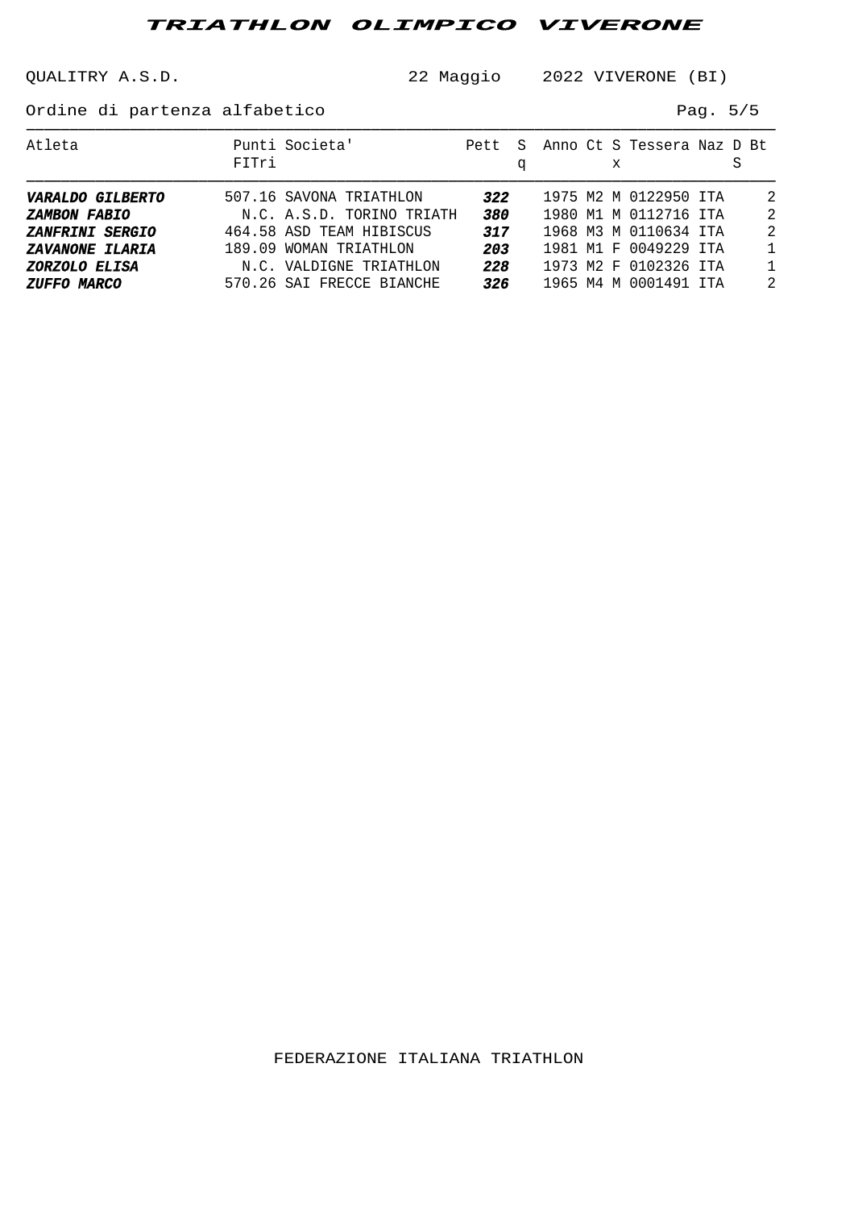# TRIATHLON OLIMPICO VIVERONE

QUALITRY A.S.D. 22 Maggio 2022 VIVERONE (BI)

Ordine di partenza alfabetico

| Atleta | Punti FITri | Societa' | Pett | Sq | Anno | Ct | Sx | Tessera | Naz | DS | Bt |
|---|---|---|---|---|---|---|---|---|---|---|---|
| ***VARALDO GILBERTO*** | 507.16 | SAVONA TRIATHLON | ***322*** | | 1975 | M2 | M | 0122950 | ITA | | 2 |
| ***ZAMBON FABIO*** | N.C. | A.S.D. TORINO TRIATH | ***380*** | | 1980 | M1 | M | 0112716 | ITA | | 2 |
| ***ZANFRINI SERGIO*** | 464.58 | ASD TEAM HIBISCUS | ***317*** | | 1968 | M3 | M | 0110634 | ITA | | 2 |
| ***ZAVANONE ILARIA*** | 189.09 | WOMAN TRIATHLON | ***203*** | | 1981 | M1 | F | 0049229 | ITA | | 1 |
| ***ZORZOLO ELISA*** | N.C. | VALDIGNE TRIATHLON | ***228*** | | 1973 | M2 | F | 0102326 | ITA | | 1 |
| ***ZUFFO MARCO*** | 570.26 | SAI FRECCE BIANCHE | ***326*** | | 1965 | M4 | M | 0001491 | ITA | | 2 |

FEDERAZIONE ITALIANA TRIATHLON